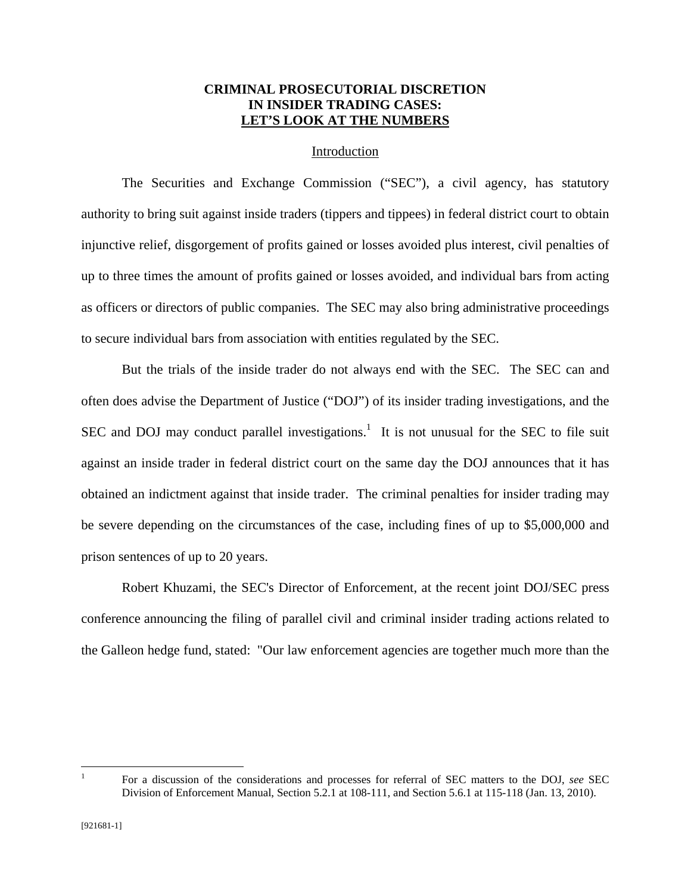# CRIMINAL PROSECUTORIAL DISCRETION IN INSIDER TRADING CASES: LET'S LOOK AT THE NUMBERS

## Introduction

The Securities and Exchange Commission ("SEC"), a civil agency, has statutory authority to bring suit against inside traders (tippers and tippees) in federal district court to obtain injunctive relief, disgorgement of profits gained or losses avoided plus interest, civil penalties of up to three times the amount of profits gained or losses avoided, and individual bars from acting as officers or directors of public companies. The SEC may also bring administrative proceedings to secure individual bars from association with entities regulated by the SEC.

But the trials of the inside trader do not always end with the SEC. The SEC can and often does advise the Department of Justice ("DOJ") of its insider trading investigations, and the SEC and DOJ may conduct parallel investigations.[1] It is not unusual for the SEC to file suit against an inside trader in federal district court on the same day the DOJ announces that it has obtained an indictment against that inside trader. The criminal penalties for insider trading may be severe depending on the circumstances of the case, including fines of up to $5,000,000 and prison sentences of up to 20 years.

Robert Khuzami, the SEC's Director of Enforcement, at the recent joint DOJ/SEC press conference announcing the filing of parallel civil and criminal insider trading actions related to the Galleon hedge fund, stated: "Our law enforcement agencies are together much more than the

[1] For a discussion of the considerations and processes for referral of SEC matters to the DOJ, *see* SEC Division of Enforcement Manual, Section 5.2.1 at 108-111, and Section 5.6.1 at 115-118 (Jan. 13, 2010).

[921681-1]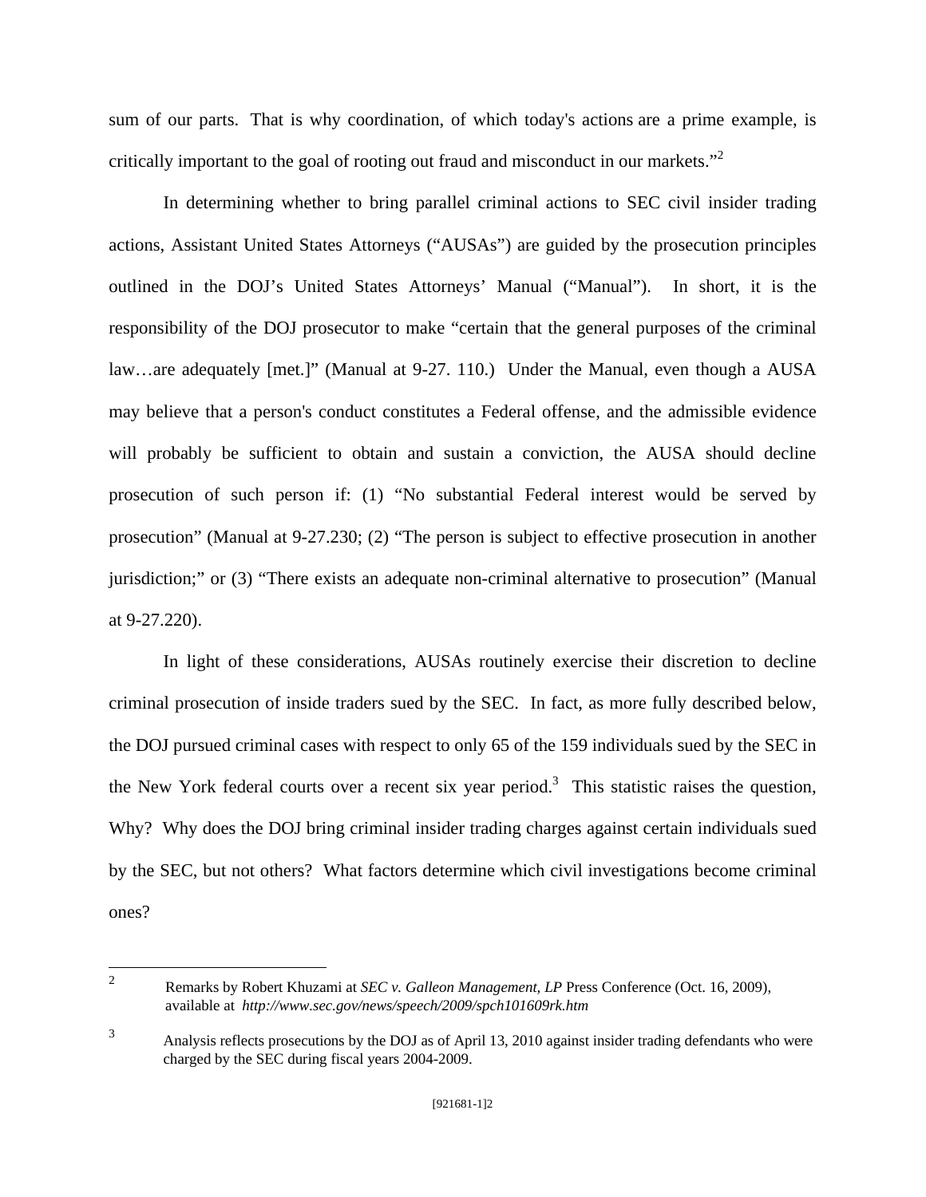sum of our parts. That is why coordination, of which today's actions are a prime example, is critically important to the goal of rooting out fraud and misconduct in our markets."[2]

In determining whether to bring parallel criminal actions to SEC civil insider trading actions, Assistant United States Attorneys ("AUSAs") are guided by the prosecution principles outlined in the DOJ's United States Attorneys' Manual ("Manual"). In short, it is the responsibility of the DOJ prosecutor to make "certain that the general purposes of the criminal law…are adequately [met.]" (Manual at 9-27. 110.) Under the Manual, even though a AUSA may believe that a person's conduct constitutes a Federal offense, and the admissible evidence will probably be sufficient to obtain and sustain a conviction, the AUSA should decline prosecution of such person if: (1) "No substantial Federal interest would be served by prosecution" (Manual at 9-27.230; (2) "The person is subject to effective prosecution in another jurisdiction;" or (3) "There exists an adequate non-criminal alternative to prosecution" (Manual at 9-27.220).

In light of these considerations, AUSAs routinely exercise their discretion to decline criminal prosecution of inside traders sued by the SEC. In fact, as more fully described below, the DOJ pursued criminal cases with respect to only 65 of the 159 individuals sued by the SEC in the New York federal courts over a recent six year period.[3] This statistic raises the question, Why? Why does the DOJ bring criminal insider trading charges against certain individuals sued by the SEC, but not others? What factors determine which civil investigations become criminal ones?

---

[2] Remarks by Robert Khuzami at *SEC v. Galleon Management, LP* Press Conference (Oct. 16, 2009), available at *http://www.sec.gov/news/speech/2009/spch101609rk.htm*

[3] Analysis reflects prosecutions by the DOJ as of April 13, 2010 against insider trading defendants who were charged by the SEC during fiscal years 2004-2009.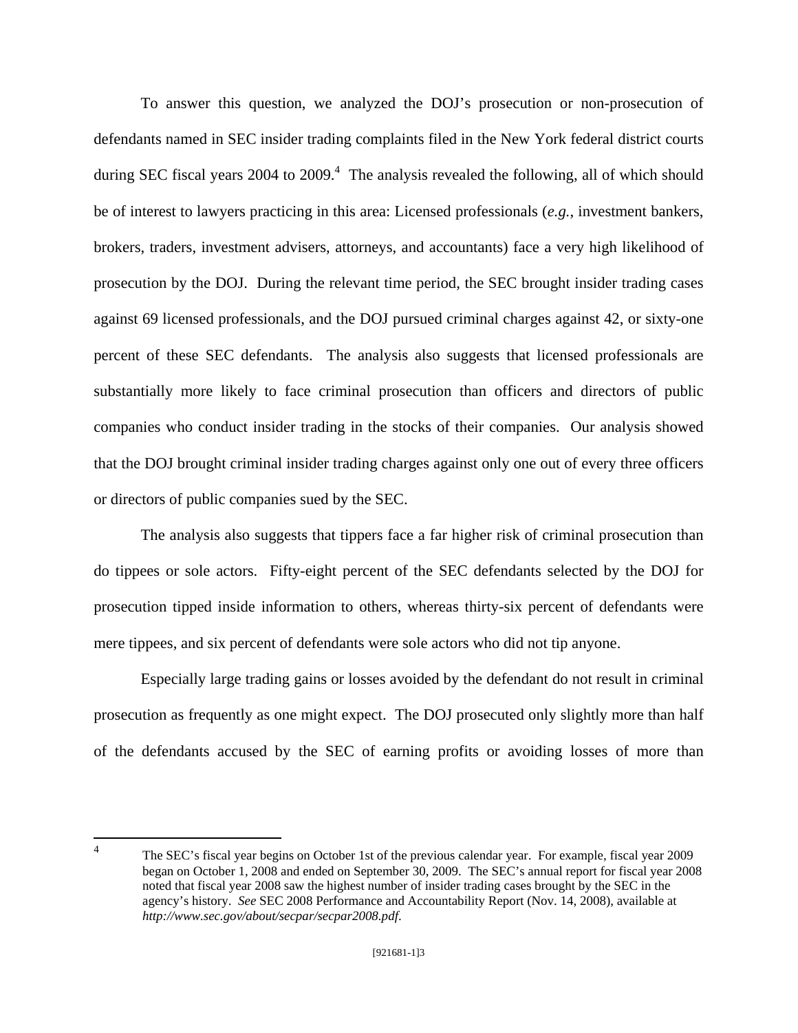To answer this question, we analyzed the DOJ's prosecution or non-prosecution of defendants named in SEC insider trading complaints filed in the New York federal district courts during SEC fiscal years 2004 to 2009.[4] The analysis revealed the following, all of which should be of interest to lawyers practicing in this area: Licensed professionals (*e.g.*, investment bankers, brokers, traders, investment advisers, attorneys, and accountants) face a very high likelihood of prosecution by the DOJ. During the relevant time period, the SEC brought insider trading cases against 69 licensed professionals, and the DOJ pursued criminal charges against 42, or sixty-one percent of these SEC defendants. The analysis also suggests that licensed professionals are substantially more likely to face criminal prosecution than officers and directors of public companies who conduct insider trading in the stocks of their companies. Our analysis showed that the DOJ brought criminal insider trading charges against only one out of every three officers or directors of public companies sued by the SEC.

The analysis also suggests that tippers face a far higher risk of criminal prosecution than do tippees or sole actors. Fifty-eight percent of the SEC defendants selected by the DOJ for prosecution tipped inside information to others, whereas thirty-six percent of defendants were mere tippees, and six percent of defendants were sole actors who did not tip anyone.

Especially large trading gains or losses avoided by the defendant do not result in criminal prosecution as frequently as one might expect. The DOJ prosecuted only slightly more than half of the defendants accused by the SEC of earning profits or avoiding losses of more than

[4] The SEC's fiscal year begins on October 1st of the previous calendar year. For example, fiscal year 2009 began on October 1, 2008 and ended on September 30, 2009. The SEC's annual report for fiscal year 2008 noted that fiscal year 2008 saw the highest number of insider trading cases brought by the SEC in the agency's history. *See* SEC 2008 Performance and Accountability Report (Nov. 14, 2008), available at *http://www.sec.gov/about/secpar/secpar2008.pdf*.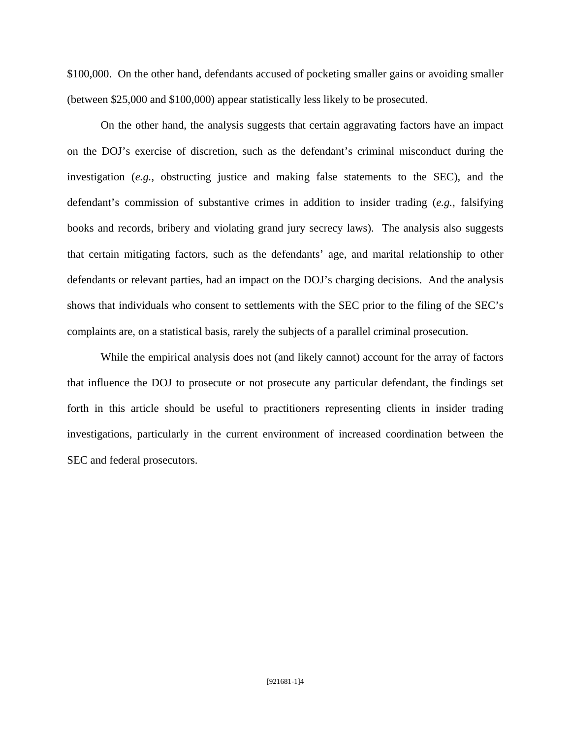$100,000. On the other hand, defendants accused of pocketing smaller gains or avoiding smaller (between $25,000 and $100,000) appear statistically less likely to be prosecuted.

On the other hand, the analysis suggests that certain aggravating factors have an impact on the DOJ's exercise of discretion, such as the defendant's criminal misconduct during the investigation (*e.g.*, obstructing justice and making false statements to the SEC), and the defendant's commission of substantive crimes in addition to insider trading (*e.g.*, falsifying books and records, bribery and violating grand jury secrecy laws). The analysis also suggests that certain mitigating factors, such as the defendants' age, and marital relationship to other defendants or relevant parties, had an impact on the DOJ's charging decisions. And the analysis shows that individuals who consent to settlements with the SEC prior to the filing of the SEC's complaints are, on a statistical basis, rarely the subjects of a parallel criminal prosecution.

While the empirical analysis does not (and likely cannot) account for the array of factors that influence the DOJ to prosecute or not prosecute any particular defendant, the findings set forth in this article should be useful to practitioners representing clients in insider trading investigations, particularly in the current environment of increased coordination between the SEC and federal prosecutors.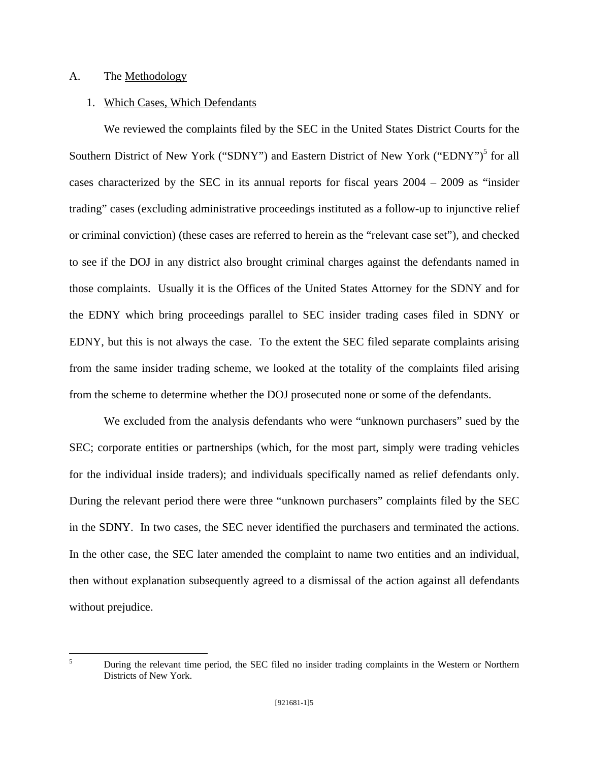A. The Methodology

1. Which Cases, Which Defendants

We reviewed the complaints filed by the SEC in the United States District Courts for the Southern District of New York ("SDNY") and Eastern District of New York ("EDNY")[5] for all cases characterized by the SEC in its annual reports for fiscal years 2004 – 2009 as "insider trading" cases (excluding administrative proceedings instituted as a follow-up to injunctive relief or criminal conviction) (these cases are referred to herein as the "relevant case set"), and checked to see if the DOJ in any district also brought criminal charges against the defendants named in those complaints. Usually it is the Offices of the United States Attorney for the SDNY and for the EDNY which bring proceedings parallel to SEC insider trading cases filed in SDNY or EDNY, but this is not always the case. To the extent the SEC filed separate complaints arising from the same insider trading scheme, we looked at the totality of the complaints filed arising from the scheme to determine whether the DOJ prosecuted none or some of the defendants.

We excluded from the analysis defendants who were "unknown purchasers" sued by the SEC; corporate entities or partnerships (which, for the most part, simply were trading vehicles for the individual inside traders); and individuals specifically named as relief defendants only. During the relevant period there were three "unknown purchasers" complaints filed by the SEC in the SDNY. In two cases, the SEC never identified the purchasers and terminated the actions. In the other case, the SEC later amended the complaint to name two entities and an individual, then without explanation subsequently agreed to a dismissal of the action against all defendants without prejudice.

---

[5] During the relevant time period, the SEC filed no insider trading complaints in the Western or Northern Districts of New York.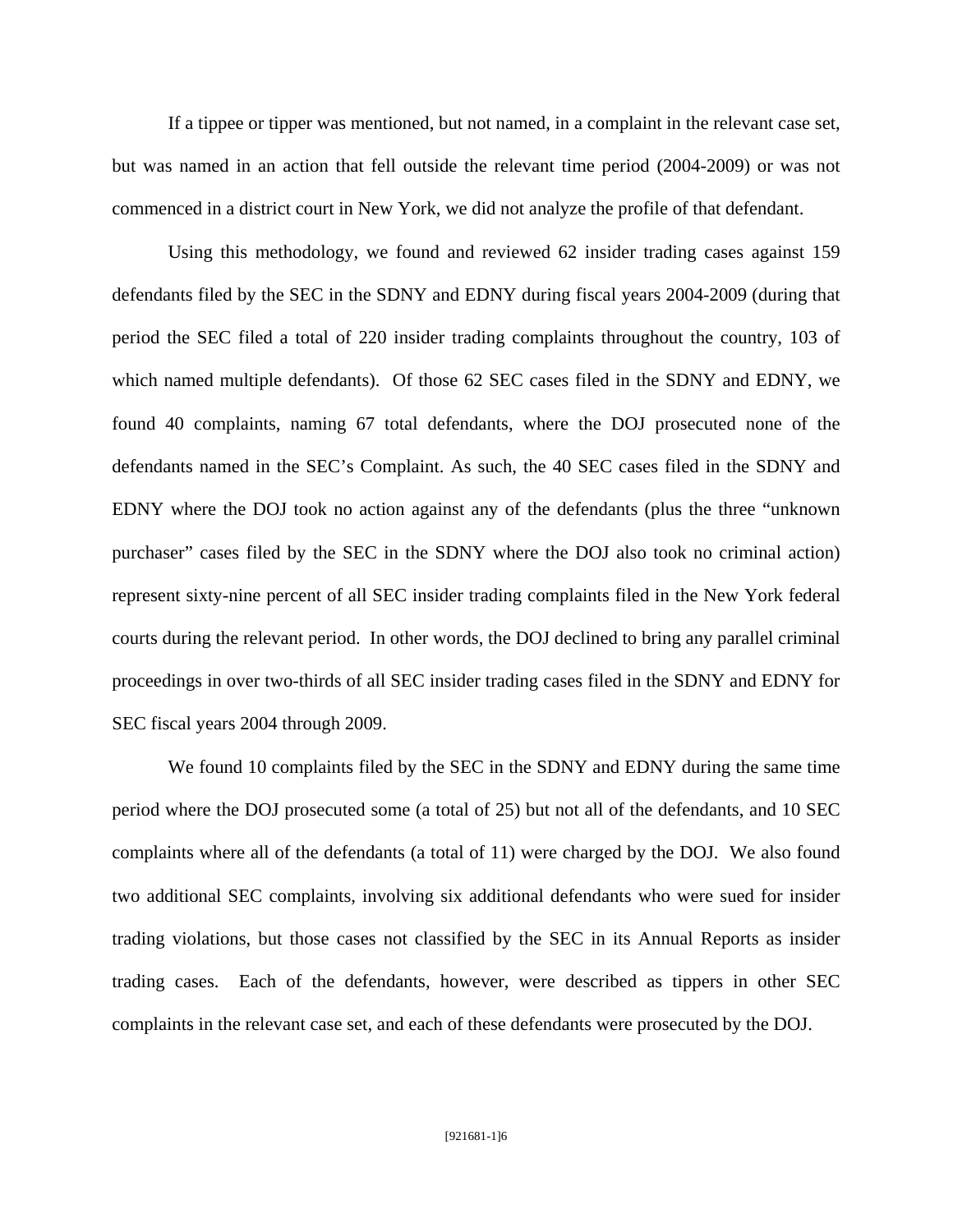If a tippee or tipper was mentioned, but not named, in a complaint in the relevant case set, but was named in an action that fell outside the relevant time period (2004-2009) or was not commenced in a district court in New York, we did not analyze the profile of that defendant.

Using this methodology, we found and reviewed 62 insider trading cases against 159 defendants filed by the SEC in the SDNY and EDNY during fiscal years 2004-2009 (during that period the SEC filed a total of 220 insider trading complaints throughout the country, 103 of which named multiple defendants). Of those 62 SEC cases filed in the SDNY and EDNY, we found 40 complaints, naming 67 total defendants, where the DOJ prosecuted none of the defendants named in the SEC's Complaint. As such, the 40 SEC cases filed in the SDNY and EDNY where the DOJ took no action against any of the defendants (plus the three "unknown purchaser" cases filed by the SEC in the SDNY where the DOJ also took no criminal action) represent sixty-nine percent of all SEC insider trading complaints filed in the New York federal courts during the relevant period. In other words, the DOJ declined to bring any parallel criminal proceedings in over two-thirds of all SEC insider trading cases filed in the SDNY and EDNY for SEC fiscal years 2004 through 2009.

We found 10 complaints filed by the SEC in the SDNY and EDNY during the same time period where the DOJ prosecuted some (a total of 25) but not all of the defendants, and 10 SEC complaints where all of the defendants (a total of 11) were charged by the DOJ. We also found two additional SEC complaints, involving six additional defendants who were sued for insider trading violations, but those cases not classified by the SEC in its Annual Reports as insider trading cases. Each of the defendants, however, were described as tippers in other SEC complaints in the relevant case set, and each of these defendants were prosecuted by the DOJ.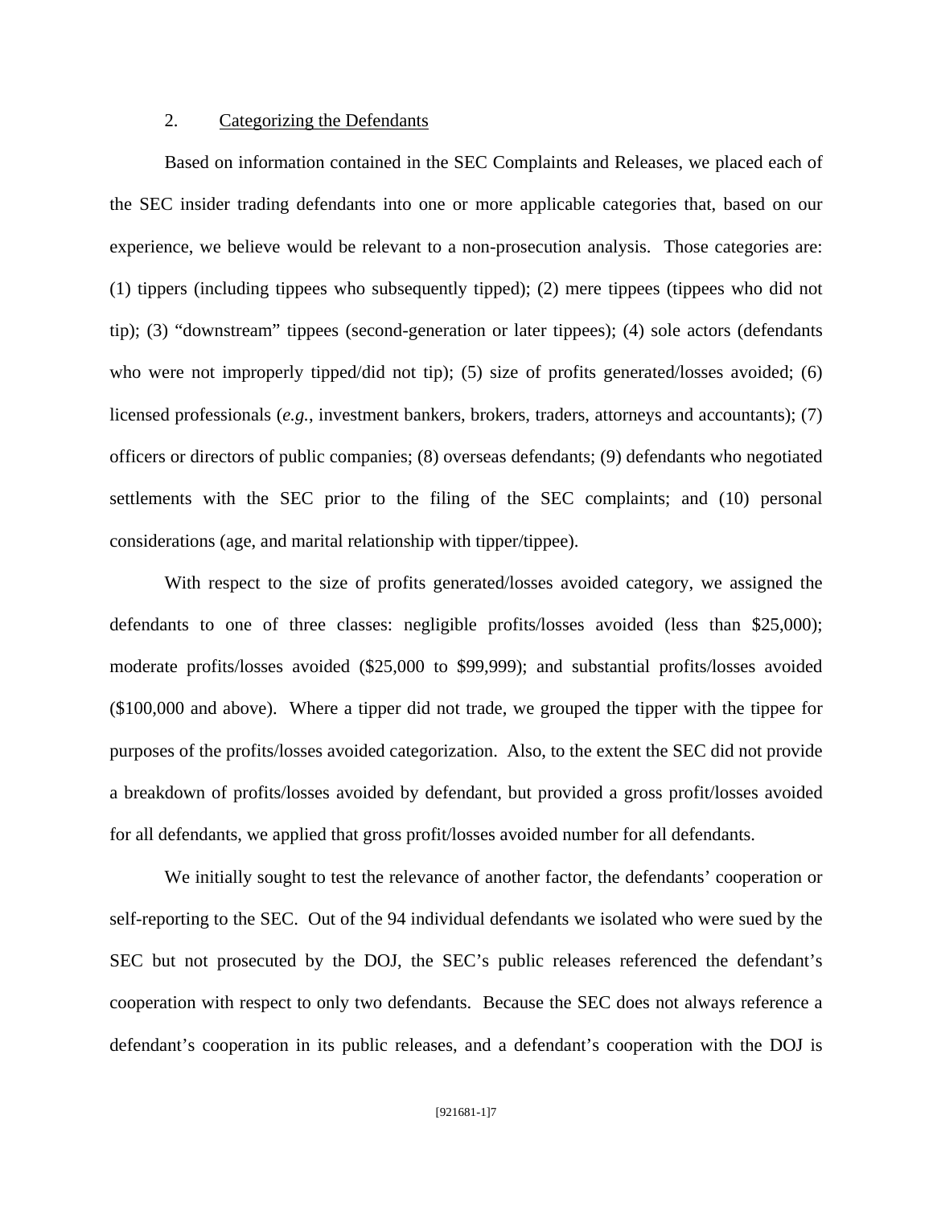2. Categorizing the Defendants

Based on information contained in the SEC Complaints and Releases, we placed each of the SEC insider trading defendants into one or more applicable categories that, based on our experience, we believe would be relevant to a non-prosecution analysis. Those categories are: (1) tippers (including tippees who subsequently tipped); (2) mere tippees (tippees who did not tip); (3) "downstream" tippees (second-generation or later tippees); (4) sole actors (defendants who were not improperly tipped/did not tip); (5) size of profits generated/losses avoided; (6) licensed professionals (*e.g.*, investment bankers, brokers, traders, attorneys and accountants); (7) officers or directors of public companies; (8) overseas defendants; (9) defendants who negotiated settlements with the SEC prior to the filing of the SEC complaints; and (10) personal considerations (age, and marital relationship with tipper/tippee).

With respect to the size of profits generated/losses avoided category, we assigned the defendants to one of three classes: negligible profits/losses avoided (less than $25,000); moderate profits/losses avoided ($25,000 to $99,999); and substantial profits/losses avoided ($100,000 and above). Where a tipper did not trade, we grouped the tipper with the tippee for purposes of the profits/losses avoided categorization. Also, to the extent the SEC did not provide a breakdown of profits/losses avoided by defendant, but provided a gross profit/losses avoided for all defendants, we applied that gross profit/losses avoided number for all defendants.

We initially sought to test the relevance of another factor, the defendants' cooperation or self-reporting to the SEC. Out of the 94 individual defendants we isolated who were sued by the SEC but not prosecuted by the DOJ, the SEC's public releases referenced the defendant's cooperation with respect to only two defendants. Because the SEC does not always reference a defendant's cooperation in its public releases, and a defendant's cooperation with the DOJ is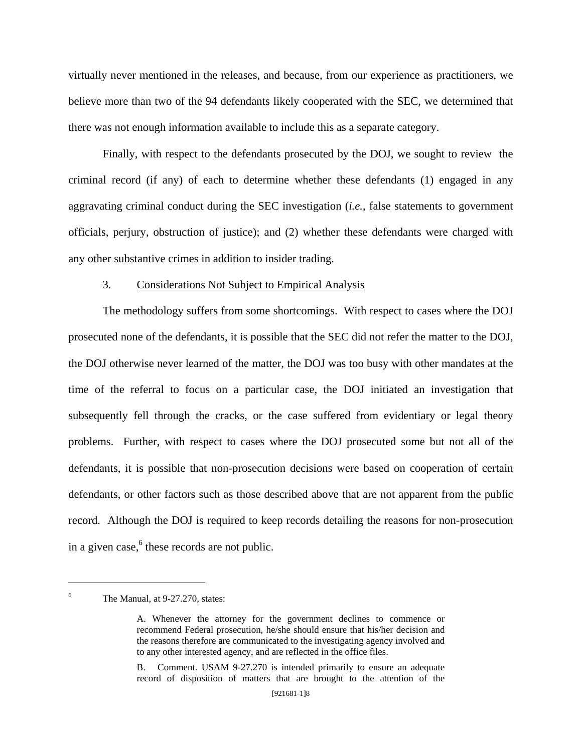virtually never mentioned in the releases, and because, from our experience as practitioners, we believe more than two of the 94 defendants likely cooperated with the SEC, we determined that there was not enough information available to include this as a separate category.

Finally, with respect to the defendants prosecuted by the DOJ, we sought to review the criminal record (if any) of each to determine whether these defendants (1) engaged in any aggravating criminal conduct during the SEC investigation (*i.e.*, false statements to government officials, perjury, obstruction of justice); and (2) whether these defendants were charged with any other substantive crimes in addition to insider trading.

### 3. Considerations Not Subject to Empirical Analysis

The methodology suffers from some shortcomings. With respect to cases where the DOJ prosecuted none of the defendants, it is possible that the SEC did not refer the matter to the DOJ, the DOJ otherwise never learned of the matter, the DOJ was too busy with other mandates at the time of the referral to focus on a particular case, the DOJ initiated an investigation that subsequently fell through the cracks, or the case suffered from evidentiary or legal theory problems. Further, with respect to cases where the DOJ prosecuted some but not all of the defendants, it is possible that non-prosecution decisions were based on cooperation of certain defendants, or other factors such as those described above that are not apparent from the public record. Although the DOJ is required to keep records detailing the reasons for non-prosecution in a given case,[6] these records are not public.

---

[6] The Manual, at 9-27.270, states:

> A. Whenever the attorney for the government declines to commence or recommend Federal prosecution, he/she should ensure that his/her decision and the reasons therefore are communicated to the investigating agency involved and to any other interested agency, and are reflected in the office files.
>
> B. Comment. USAM 9-27.270 is intended primarily to ensure an adequate record of disposition of matters that are brought to the attention of the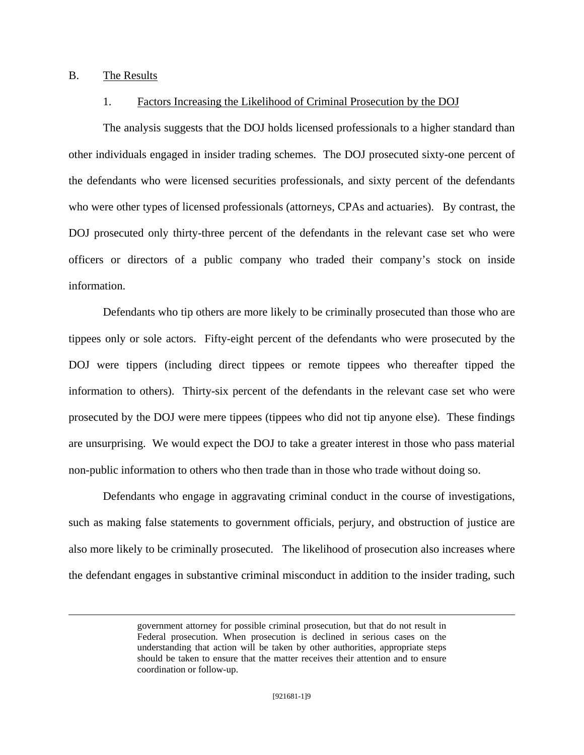### B. The Results

#### 1. Factors Increasing the Likelihood of Criminal Prosecution by the DOJ

The analysis suggests that the DOJ holds licensed professionals to a higher standard than other individuals engaged in insider trading schemes. The DOJ prosecuted sixty-one percent of the defendants who were licensed securities professionals, and sixty percent of the defendants who were other types of licensed professionals (attorneys, CPAs and actuaries). By contrast, the DOJ prosecuted only thirty-three percent of the defendants in the relevant case set who were officers or directors of a public company who traded their company's stock on inside information.

Defendants who tip others are more likely to be criminally prosecuted than those who are tippees only or sole actors. Fifty-eight percent of the defendants who were prosecuted by the DOJ were tippers (including direct tippees or remote tippees who thereafter tipped the information to others). Thirty-six percent of the defendants in the relevant case set who were prosecuted by the DOJ were mere tippees (tippees who did not tip anyone else). These findings are unsurprising. We would expect the DOJ to take a greater interest in those who pass material non-public information to others who then trade than in those who trade without doing so.

Defendants who engage in aggravating criminal conduct in the course of investigations, such as making false statements to government officials, perjury, and obstruction of justice are also more likely to be criminally prosecuted. The likelihood of prosecution also increases where the defendant engages in substantive criminal misconduct in addition to the insider trading, such

---

government attorney for possible criminal prosecution, but that do not result in Federal prosecution. When prosecution is declined in serious cases on the understanding that action will be taken by other authorities, appropriate steps should be taken to ensure that the matter receives their attention and to ensure coordination or follow-up.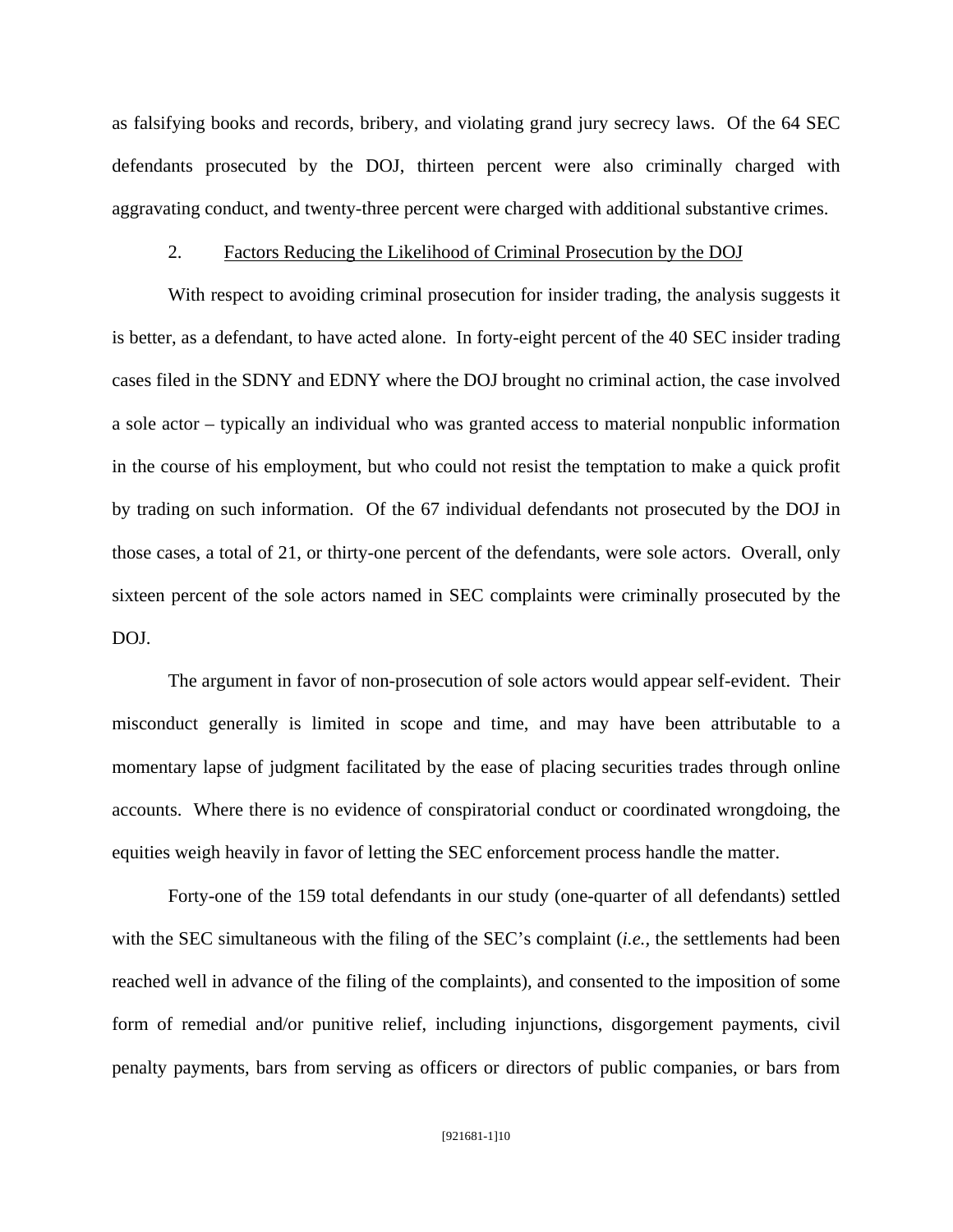as falsifying books and records, bribery, and violating grand jury secrecy laws. Of the 64 SEC defendants prosecuted by the DOJ, thirteen percent were also criminally charged with aggravating conduct, and twenty-three percent were charged with additional substantive crimes.

2. Factors Reducing the Likelihood of Criminal Prosecution by the DOJ

With respect to avoiding criminal prosecution for insider trading, the analysis suggests it is better, as a defendant, to have acted alone. In forty-eight percent of the 40 SEC insider trading cases filed in the SDNY and EDNY where the DOJ brought no criminal action, the case involved a sole actor – typically an individual who was granted access to material nonpublic information in the course of his employment, but who could not resist the temptation to make a quick profit by trading on such information. Of the 67 individual defendants not prosecuted by the DOJ in those cases, a total of 21, or thirty-one percent of the defendants, were sole actors. Overall, only sixteen percent of the sole actors named in SEC complaints were criminally prosecuted by the DOJ.

The argument in favor of non-prosecution of sole actors would appear self-evident. Their misconduct generally is limited in scope and time, and may have been attributable to a momentary lapse of judgment facilitated by the ease of placing securities trades through online accounts. Where there is no evidence of conspiratorial conduct or coordinated wrongdoing, the equities weigh heavily in favor of letting the SEC enforcement process handle the matter.

Forty-one of the 159 total defendants in our study (one-quarter of all defendants) settled with the SEC simultaneous with the filing of the SEC's complaint (*i.e.*, the settlements had been reached well in advance of the filing of the complaints), and consented to the imposition of some form of remedial and/or punitive relief, including injunctions, disgorgement payments, civil penalty payments, bars from serving as officers or directors of public companies, or bars from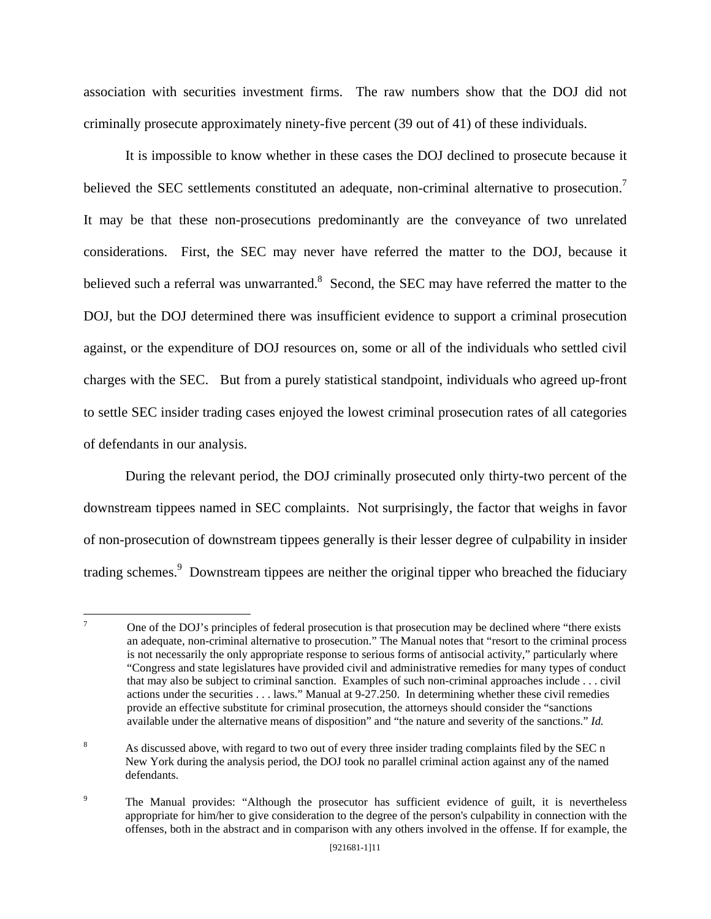association with securities investment firms. The raw numbers show that the DOJ did not criminally prosecute approximately ninety-five percent (39 out of 41) of these individuals.

It is impossible to know whether in these cases the DOJ declined to prosecute because it believed the SEC settlements constituted an adequate, non-criminal alternative to prosecution.[7] It may be that these non-prosecutions predominantly are the conveyance of two unrelated considerations. First, the SEC may never have referred the matter to the DOJ, because it believed such a referral was unwarranted.[8] Second, the SEC may have referred the matter to the DOJ, but the DOJ determined there was insufficient evidence to support a criminal prosecution against, or the expenditure of DOJ resources on, some or all of the individuals who settled civil charges with the SEC. But from a purely statistical standpoint, individuals who agreed up-front to settle SEC insider trading cases enjoyed the lowest criminal prosecution rates of all categories of defendants in our analysis.

During the relevant period, the DOJ criminally prosecuted only thirty-two percent of the downstream tippees named in SEC complaints. Not surprisingly, the factor that weighs in favor of non-prosecution of downstream tippees generally is their lesser degree of culpability in insider trading schemes.[9] Downstream tippees are neither the original tipper who breached the fiduciary

---

[7] One of the DOJ's principles of federal prosecution is that prosecution may be declined where "there exists an adequate, non-criminal alternative to prosecution." The Manual notes that "resort to the criminal process is not necessarily the only appropriate response to serious forms of antisocial activity," particularly where "Congress and state legislatures have provided civil and administrative remedies for many types of conduct that may also be subject to criminal sanction. Examples of such non-criminal approaches include . . . civil actions under the securities . . . laws." Manual at 9-27.250. In determining whether these civil remedies provide an effective substitute for criminal prosecution, the attorneys should consider the "sanctions available under the alternative means of disposition" and "the nature and severity of the sanctions." *Id.*

[8] As discussed above, with regard to two out of every three insider trading complaints filed by the SEC n New York during the analysis period, the DOJ took no parallel criminal action against any of the named defendants.

[9] The Manual provides: "Although the prosecutor has sufficient evidence of guilt, it is nevertheless appropriate for him/her to give consideration to the degree of the person's culpability in connection with the offenses, both in the abstract and in comparison with any others involved in the offense. If for example, the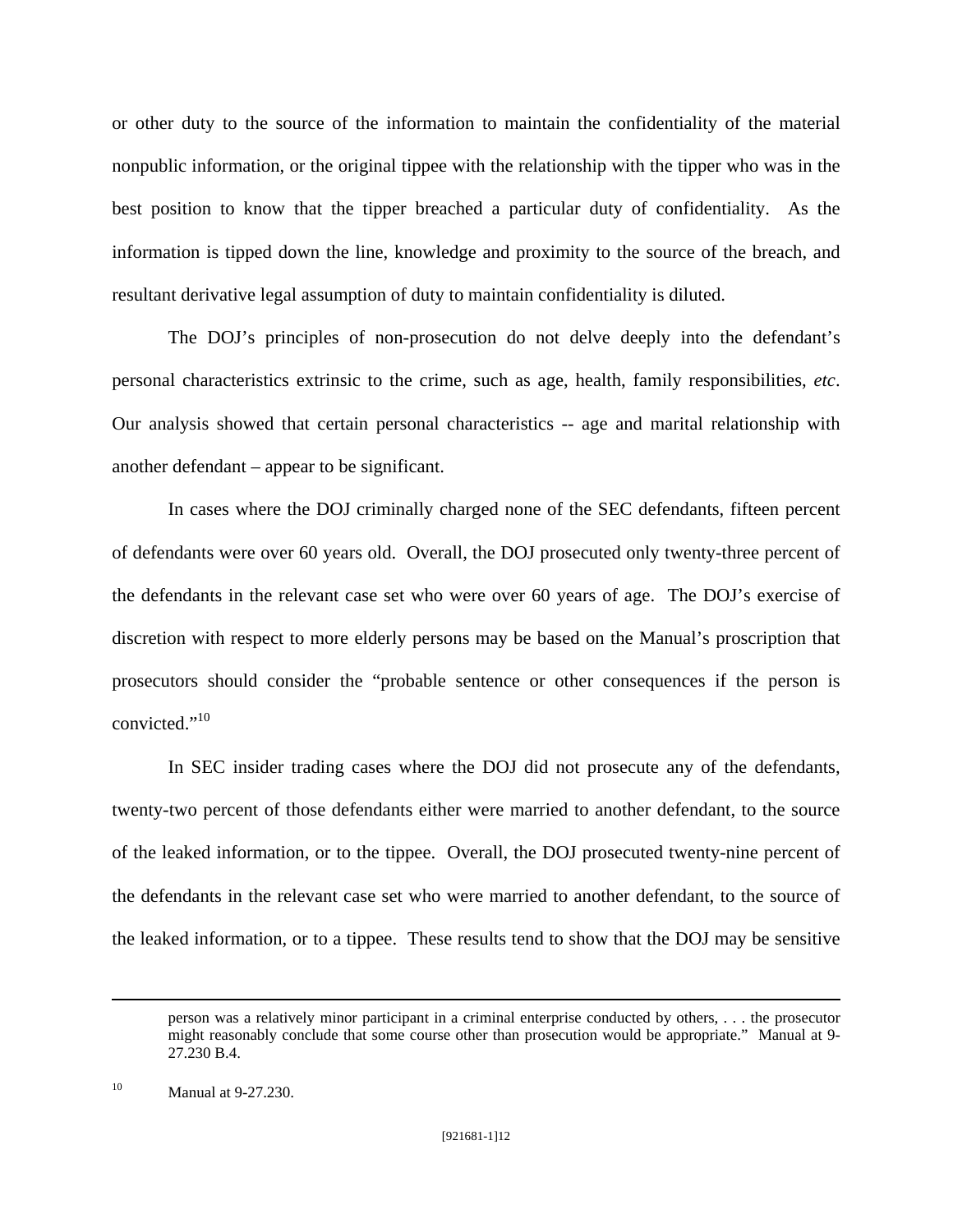or other duty to the source of the information to maintain the confidentiality of the material nonpublic information, or the original tippee with the relationship with the tipper who was in the best position to know that the tipper breached a particular duty of confidentiality. As the information is tipped down the line, knowledge and proximity to the source of the breach, and resultant derivative legal assumption of duty to maintain confidentiality is diluted.

The DOJ's principles of non-prosecution do not delve deeply into the defendant's personal characteristics extrinsic to the crime, such as age, health, family responsibilities, *etc*. Our analysis showed that certain personal characteristics -- age and marital relationship with another defendant – appear to be significant.

In cases where the DOJ criminally charged none of the SEC defendants, fifteen percent of defendants were over 60 years old. Overall, the DOJ prosecuted only twenty-three percent of the defendants in the relevant case set who were over 60 years of age. The DOJ's exercise of discretion with respect to more elderly persons may be based on the Manual's proscription that prosecutors should consider the "probable sentence or other consequences if the person is convicted."[10]

In SEC insider trading cases where the DOJ did not prosecute any of the defendants, twenty-two percent of those defendants either were married to another defendant, to the source of the leaked information, or to the tippee. Overall, the DOJ prosecuted twenty-nine percent of the defendants in the relevant case set who were married to another defendant, to the source of the leaked information, or to a tippee. These results tend to show that the DOJ may be sensitive

---

person was a relatively minor participant in a criminal enterprise conducted by others, . . . the prosecutor might reasonably conclude that some course other than prosecution would be appropriate." Manual at 9-27.230 B.4.

[10] Manual at 9-27.230.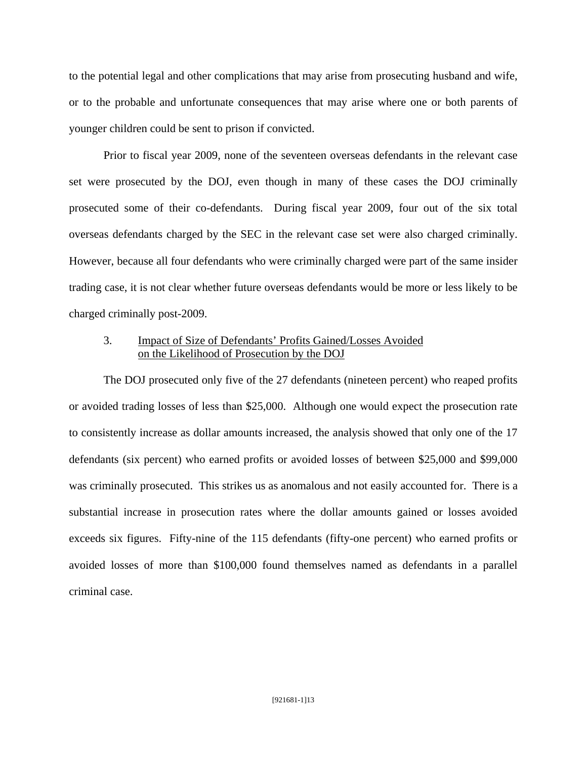to the potential legal and other complications that may arise from prosecuting husband and wife, or to the probable and unfortunate consequences that may arise where one or both parents of younger children could be sent to prison if convicted.

Prior to fiscal year 2009, none of the seventeen overseas defendants in the relevant case set were prosecuted by the DOJ, even though in many of these cases the DOJ criminally prosecuted some of their co-defendants. During fiscal year 2009, four out of the six total overseas defendants charged by the SEC in the relevant case set were also charged criminally. However, because all four defendants who were criminally charged were part of the same insider trading case, it is not clear whether future overseas defendants would be more or less likely to be charged criminally post-2009.

### 3. Impact of Size of Defendants' Profits Gained/Losses Avoided on the Likelihood of Prosecution by the DOJ

The DOJ prosecuted only five of the 27 defendants (nineteen percent) who reaped profits or avoided trading losses of less than $25,000. Although one would expect the prosecution rate to consistently increase as dollar amounts increased, the analysis showed that only one of the 17 defendants (six percent) who earned profits or avoided losses of between $25,000 and $99,000 was criminally prosecuted. This strikes us as anomalous and not easily accounted for. There is a substantial increase in prosecution rates where the dollar amounts gained or losses avoided exceeds six figures. Fifty-nine of the 115 defendants (fifty-one percent) who earned profits or avoided losses of more than $100,000 found themselves named as defendants in a parallel criminal case.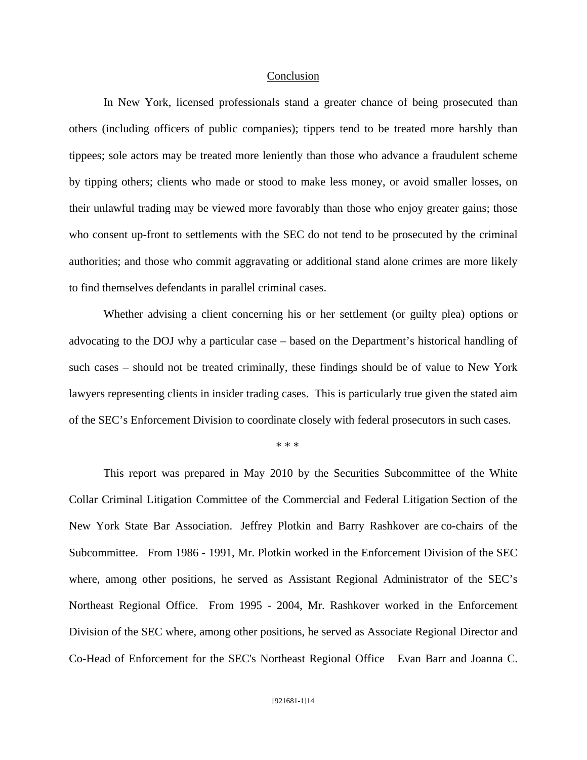## Conclusion

In New York, licensed professionals stand a greater chance of being prosecuted than others (including officers of public companies); tippers tend to be treated more harshly than tippees; sole actors may be treated more leniently than those who advance a fraudulent scheme by tipping others; clients who made or stood to make less money, or avoid smaller losses, on their unlawful trading may be viewed more favorably than those who enjoy greater gains; those who consent up-front to settlements with the SEC do not tend to be prosecuted by the criminal authorities; and those who commit aggravating or additional stand alone crimes are more likely to find themselves defendants in parallel criminal cases.

Whether advising a client concerning his or her settlement (or guilty plea) options or advocating to the DOJ why a particular case – based on the Department's historical handling of such cases – should not be treated criminally, these findings should be of value to New York lawyers representing clients in insider trading cases. This is particularly true given the stated aim of the SEC's Enforcement Division to coordinate closely with federal prosecutors in such cases.

\* \* \*

This report was prepared in May 2010 by the Securities Subcommittee of the White Collar Criminal Litigation Committee of the Commercial and Federal Litigation Section of the New York State Bar Association. Jeffrey Plotkin and Barry Rashkover are co-chairs of the Subcommittee. From 1986 - 1991, Mr. Plotkin worked in the Enforcement Division of the SEC where, among other positions, he served as Assistant Regional Administrator of the SEC's Northeast Regional Office. From 1995 - 2004, Mr. Rashkover worked in the Enforcement Division of the SEC where, among other positions, he served as Associate Regional Director and Co-Head of Enforcement for the SEC's Northeast Regional Office Evan Barr and Joanna C.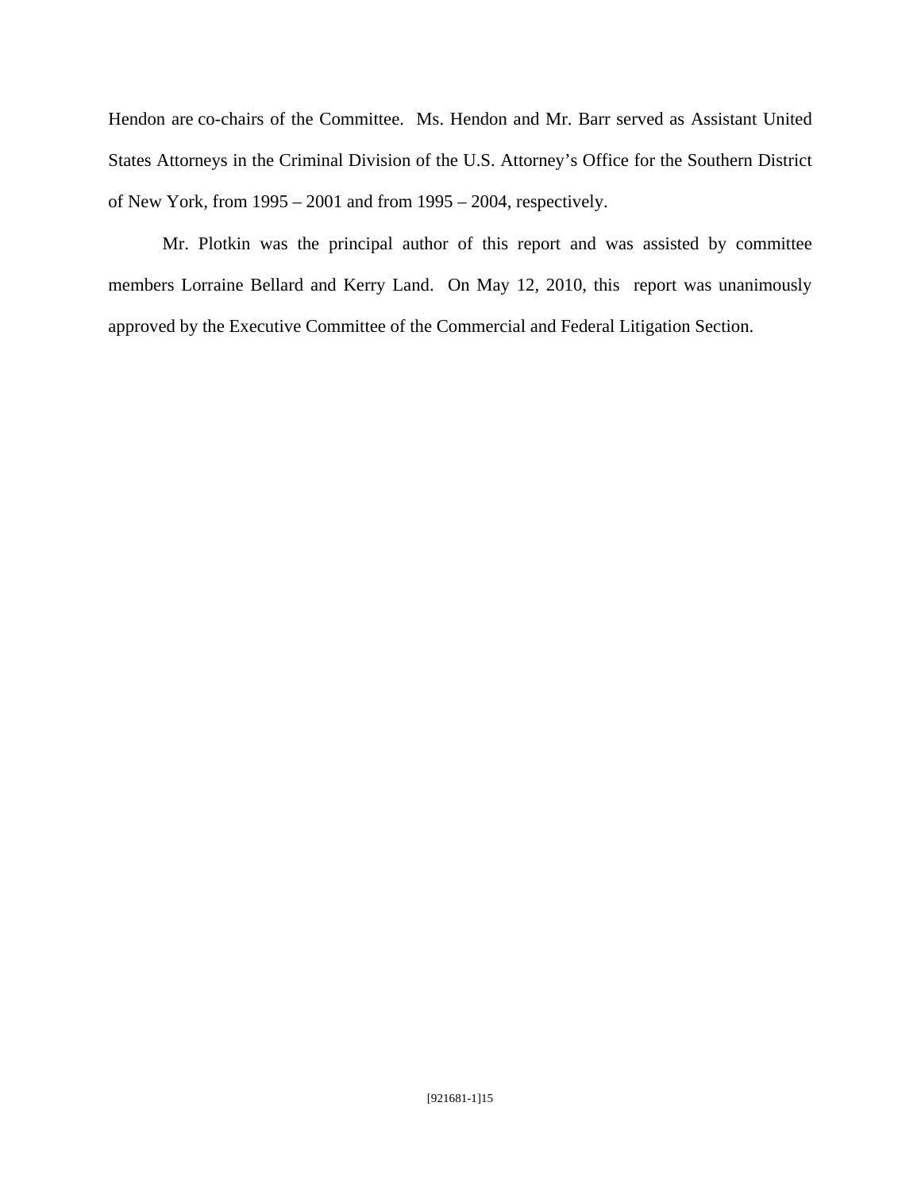Hendon are co-chairs of the Committee. Ms. Hendon and Mr. Barr served as Assistant United States Attorneys in the Criminal Division of the U.S. Attorney's Office for the Southern District of New York, from 1995 – 2001 and from 1995 – 2004, respectively.

Mr. Plotkin was the principal author of this report and was assisted by committee members Lorraine Bellard and Kerry Land. On May 12, 2010, this report was unanimously approved by the Executive Committee of the Commercial and Federal Litigation Section.